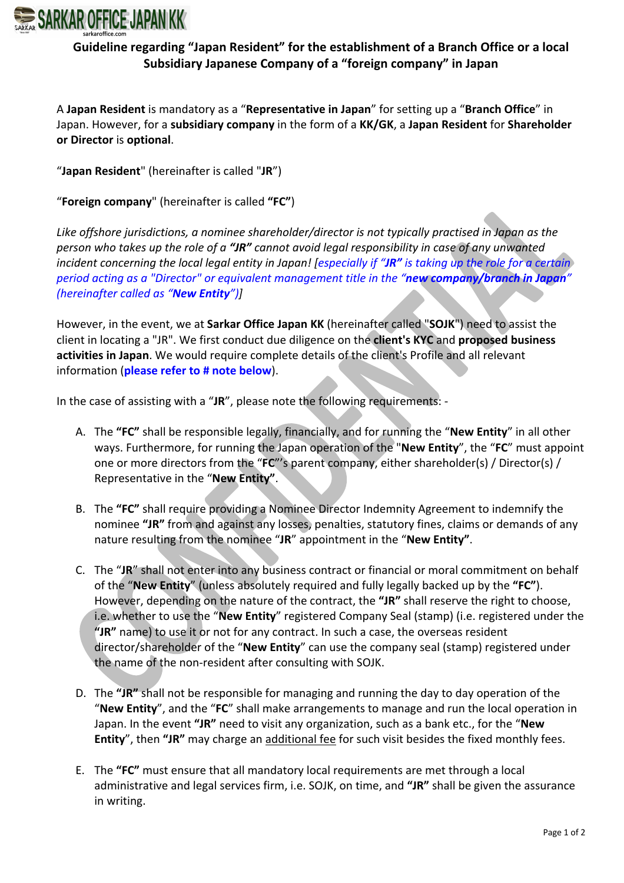# Guideline regarding "Japan Resident" for the establishment of a Branch Office or a local Subsidiary Japanese Company of a "foreign company" in Japan

A **Japan Resident** is mandatory as a "**Representative in Japan**" for setting up a "**Branch Office**" in Japan. However, for a **subsidiary company** in the form of a **KK/GK**, a **Japan Resident** for **Shareholder or Director** is **optional**.

"**Japan Resident**" (hereinafter is called "**JR**")

"**Foreign company**" (hereinafter is called **"FC"**)

*Like offshore jurisdictions, a nominee shareholder/director is not typically practised in Japan as the person who takes up the role of a **"JR"** cannot avoid legal responsibility in case of any unwanted incident concerning the local legal entity in Japan! [especially if **"JR"** is taking up the role for a certain period acting as a "Director" or equivalent management title in the **"new company/branch in Japan"** (hereinafter called as **"New Entity"**)]*

However, in the event, we at **Sarkar Office Japan KK** (hereinafter called "**SOJK**") need to assist the client in locating a "JR". We first conduct due diligence on the **client's KYC** and **proposed business activities in Japan**. We would require complete details of the client's Profile and all relevant information (**please refer to # note below**).

In the case of assisting with a "**JR**", please note the following requirements: -

A. The **"FC"** shall be responsible legally, financially, and for running the "**New Entity**" in all other ways. Furthermore, for running the Japan operation of the "**New Entity**", the "**FC**" must appoint one or more directors from the "**FC**"'s parent company, either shareholder(s) / Director(s) / Representative in the "**New Entity"**.

B. The **"FC"** shall require providing a Nominee Director Indemnity Agreement to indemnify the nominee **"JR"** from and against any losses, penalties, statutory fines, claims or demands of any nature resulting from the nominee "**JR**" appointment in the "**New Entity"**.

C. The "**JR**" shall not enter into any business contract or financial or moral commitment on behalf of the "**New Entity**" (unless absolutely required and fully legally backed up by the **"FC"**). However, depending on the nature of the contract, the **"JR"** shall reserve the right to choose, i.e. whether to use the "**New Entity**" registered Company Seal (stamp) (i.e. registered under the **"JR"** name) to use it or not for any contract. In such a case, the overseas resident director/shareholder of the "**New Entity**" can use the company seal (stamp) registered under the name of the non-resident after consulting with SOJK.

D. The **"JR"** shall not be responsible for managing and running the day to day operation of the "**New Entity**", and the "**FC**" shall make arrangements to manage and run the local operation in Japan. In the event **"JR"** need to visit any organization, such as a bank etc., for the "**New Entity**", then **"JR"** may charge an additional fee for such visit besides the fixed monthly fees.

E. The **"FC"** must ensure that all mandatory local requirements are met through a local administrative and legal services firm, i.e. SOJK, on time, and **"JR"** shall be given the assurance in writing.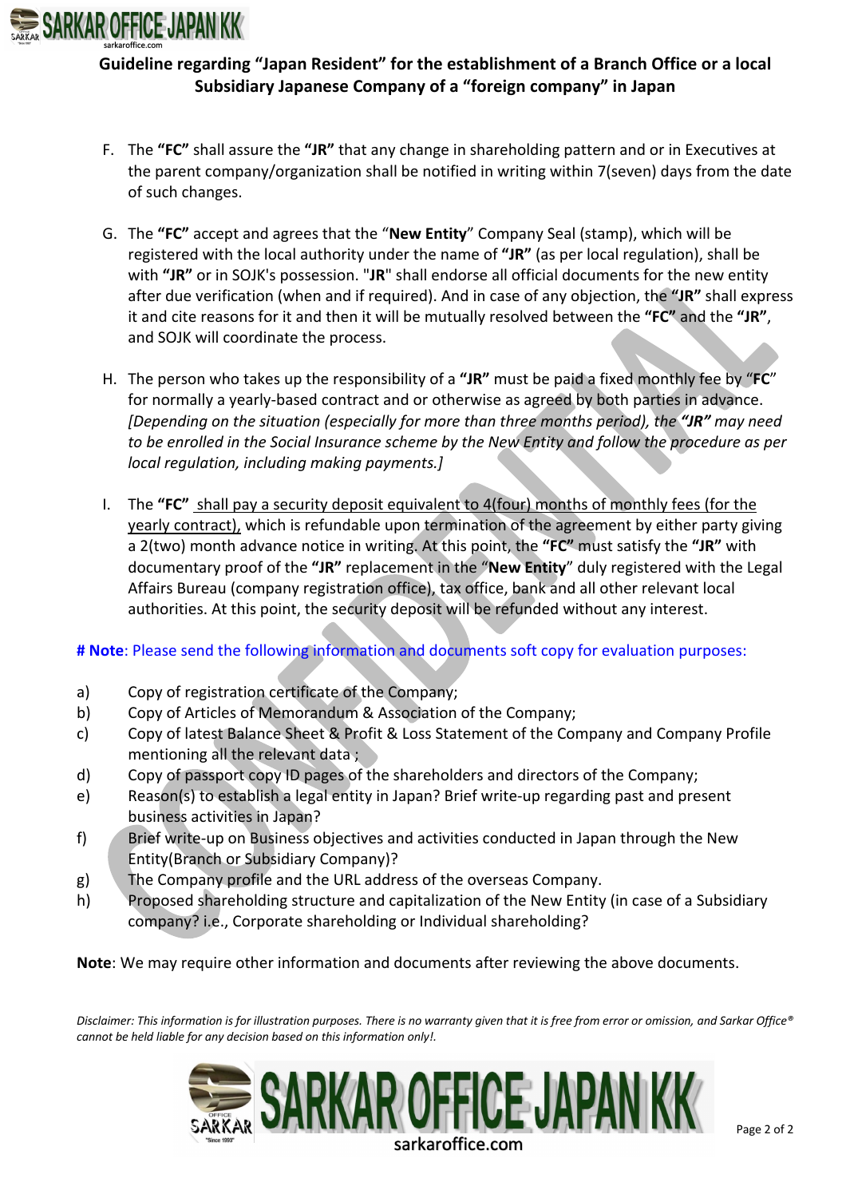## Guideline regarding "Japan Resident" for the establishment of a Branch Office or a local Subsidiary Japanese Company of a "foreign company" in Japan

F. The **"FC"** shall assure the **"JR"** that any change in shareholding pattern and or in Executives at the parent company/organization shall be notified in writing within 7(seven) days from the date of such changes.

G. The **"FC"** accept and agrees that the "**New Entity**" Company Seal (stamp), which will be registered with the local authority under the name of **"JR"** (as per local regulation), shall be with **"JR"** or in SOJK's possession. "**JR**" shall endorse all official documents for the new entity after due verification (when and if required). And in case of any objection, the **"JR"** shall express it and cite reasons for it and then it will be mutually resolved between the **"FC"** and the **"JR"**, and SOJK will coordinate the process.

H. The person who takes up the responsibility of a **"JR"** must be paid a fixed monthly fee by "**FC**" for normally a yearly-based contract and or otherwise as agreed by both parties in advance. *[Depending on the situation (especially for more than three months period), the* ***"JR"*** *may need to be enrolled in the Social Insurance scheme by the New Entity and follow the procedure as per local regulation, including making payments.]*

I. The **"FC"** <u>shall pay a security deposit equivalent to 4(four) months of monthly fees (for the yearly contract),</u> which is refundable upon termination of the agreement by either party giving a 2(two) month advance notice in writing. At this point, the **"FC"** must satisfy the **"JR"** with documentary proof of the **"JR"** replacement in the "**New Entity**" duly registered with the Legal Affairs Bureau (company registration office), tax office, bank and all other relevant local authorities. At this point, the security deposit will be refunded without any interest.

**# Note**: Please send the following information and documents soft copy for evaluation purposes:

a) Copy of registration certificate of the Company;
b) Copy of Articles of Memorandum & Association of the Company;
c) Copy of latest Balance Sheet & Profit & Loss Statement of the Company and Company Profile mentioning all the relevant data ;
d) Copy of passport copy ID pages of the shareholders and directors of the Company;
e) Reason(s) to establish a legal entity in Japan? Brief write-up regarding past and present business activities in Japan?
f) Brief write-up on Business objectives and activities conducted in Japan through the New Entity(Branch or Subsidiary Company)?
g) The Company profile and the URL address of the overseas Company.
h) Proposed shareholding structure and capitalization of the New Entity (in case of a Subsidiary company? i.e., Corporate shareholding or Individual shareholding?

**Note**: We may require other information and documents after reviewing the above documents.

*Disclaimer: This information is for illustration purposes. There is no warranty given that it is free from error or omission, and Sarkar Office® cannot be held liable for any decision based on this information only!.*